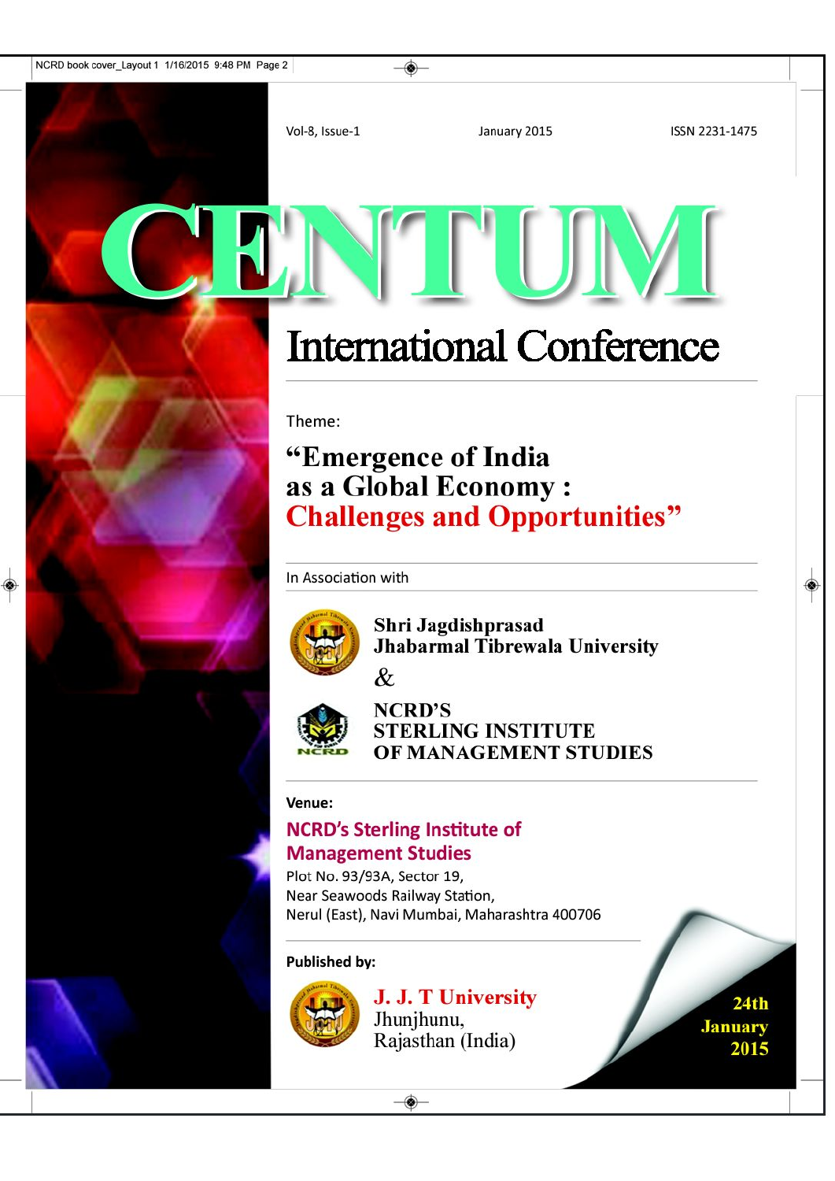Vol-8, Issue-1 | January 2015 | ISSN 2231-1475

# CENTUM

## International Conference

Theme:

### "Emergence of India as a Global Economy : Challenges and Opportunities"

In Association with

**Shri Jagdishprasad Jhabarmal Tibrewala University**

&

**NCRD'S STERLING INSTITUTE OF MANAGEMENT STUDIES**

**Venue:**

**NCRD's Sterling Institute of Management Studies**

Plot No. 93/93A, Sector 19,
Near Seawoods Railway Station,
Nerul (East), Navi Mumbai, Maharashtra 400706

**Published by:**

**J. J. T University**
Jhunjhunu,
Rajasthan (India)

**24th January 2015**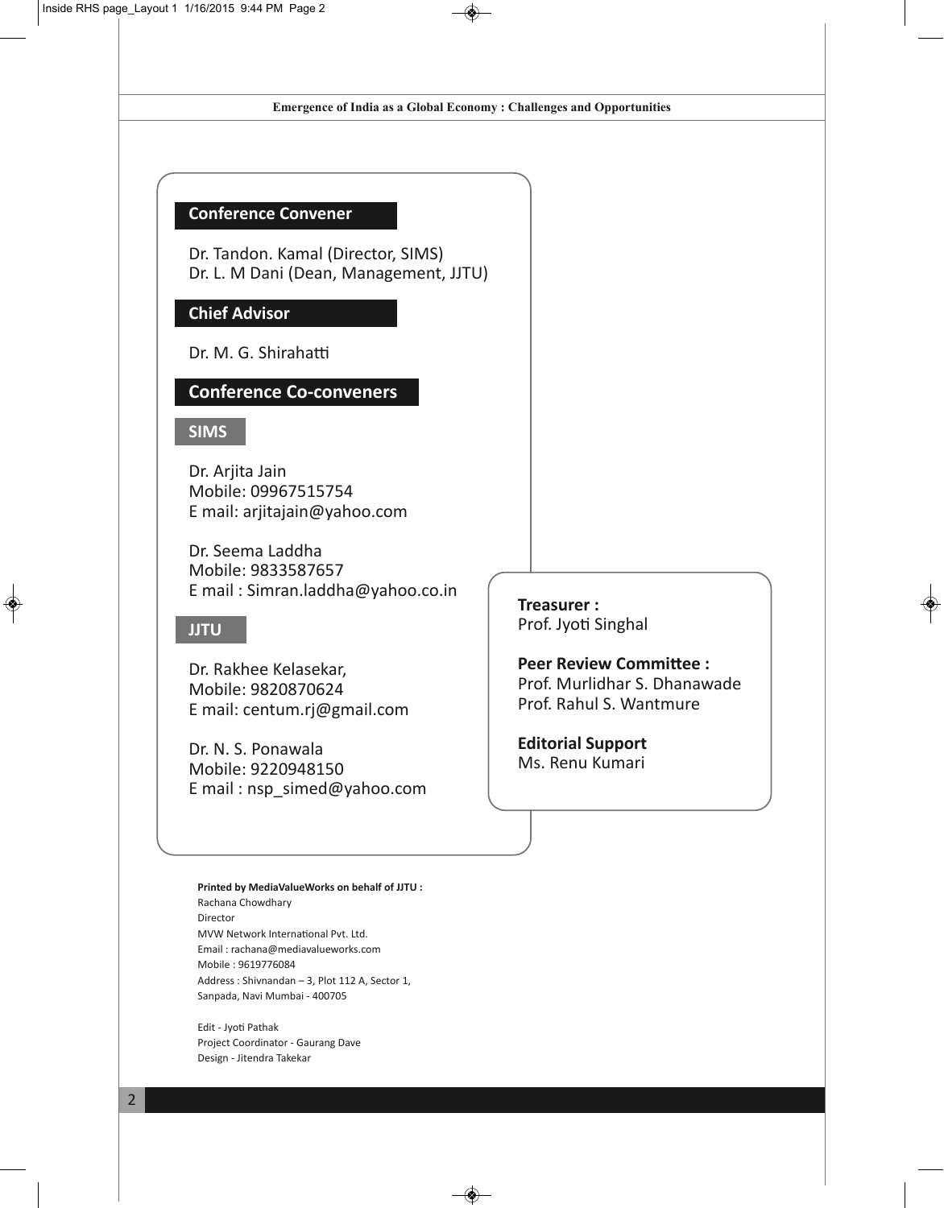## Conference Convener

Dr. Tandon. Kamal (Director, SIMS)
Dr. L. M Dani (Dean, Management, JJTU)

## Chief Advisor

Dr. M. G. Shirahatti

## Conference Co-conveners

### SIMS

Dr. Arjita Jain
Mobile: 09967515754
E mail: arjitajain@yahoo.com

Dr. Seema Laddha
Mobile: 9833587657
E mail : Simran.laddha@yahoo.co.in

### JJTU

Dr. Rakhee Kelasekar,
Mobile: 9820870624
E mail: centum.rj@gmail.com

Dr. N. S. Ponawala
Mobile: 9220948150
E mail : nsp_simed@yahoo.com

**Treasurer :**
Prof. Jyoti Singhal

**Peer Review Committee :**
Prof. Murlidhar S. Dhanawade
Prof. Rahul S. Wantmure

**Editorial Support**
Ms. Renu Kumari

**Printed by MediaValueWorks on behalf of JJTU :**
Rachana Chowdhary
Director
MVW Network International Pvt. Ltd.
Email : rachana@mediavalueworks.com
Mobile : 9619776084
Address : Shivnandan – 3, Plot 112 A, Sector 1,
Sanpada, Navi Mumbai - 400705

Edit - Jyoti Pathak
Project Coordinator - Gaurang Dave
Design - Jitendra Takekar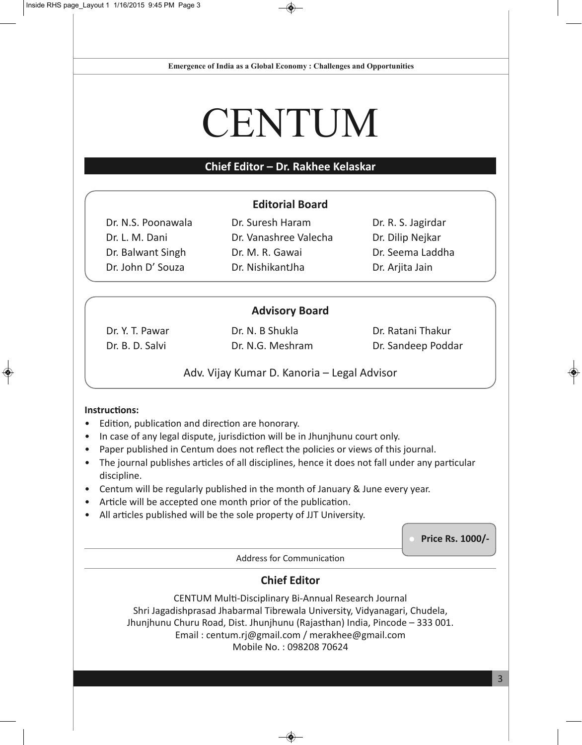# CENTUM

**Chief Editor – Dr. Rakhee Kelaskar**

## Editorial Board

| | | |
|---|---|---|
| Dr. N.S. Poonawala | Dr. Suresh Haram | Dr. R. S. Jagirdar |
| Dr. L. M. Dani | Dr. Vanashree Valecha | Dr. Dilip Nejkar |
| Dr. Balwant Singh | Dr. M. R. Gawai | Dr. Seema Laddha |
| Dr. John D' Souza | Dr. NishikantJha | Dr. Arjita Jain |

## Advisory Board

| | | |
|---|---|---|
| Dr. Y. T. Pawar | Dr. N. B Shukla | Dr. Ratani Thakur |
| Dr. B. D. Salvi | Dr. N.G. Meshram | Dr. Sandeep Poddar |

Adv. Vijay Kumar D. Kanoria – Legal Advisor

**Instructions:**

- Edition, publication and direction are honorary.
- In case of any legal dispute, jurisdiction will be in Jhunjhunu court only.
- Paper published in Centum does not reflect the policies or views of this journal.
- The journal publishes articles of all disciplines, hence it does not fall under any particular discipline.
- Centum will be regularly published in the month of January & June every year.
- Article will be accepted one month prior of the publication.
- All articles published will be the sole property of JJT University.

**Price Rs. 1000/-**

Address for Communication

## Chief Editor

CENTUM Multi-Disciplinary Bi-Annual Research Journal
Shri Jagadishprasad Jhabarmal Tibrewala University, Vidyanagari, Chudela,
Jhunjhunu Churu Road, Dist. Jhunjhunu (Rajasthan) India, Pincode – 333 001.
Email : centum.rj@gmail.com / merakhee@gmail.com
Mobile No. : 098208 70624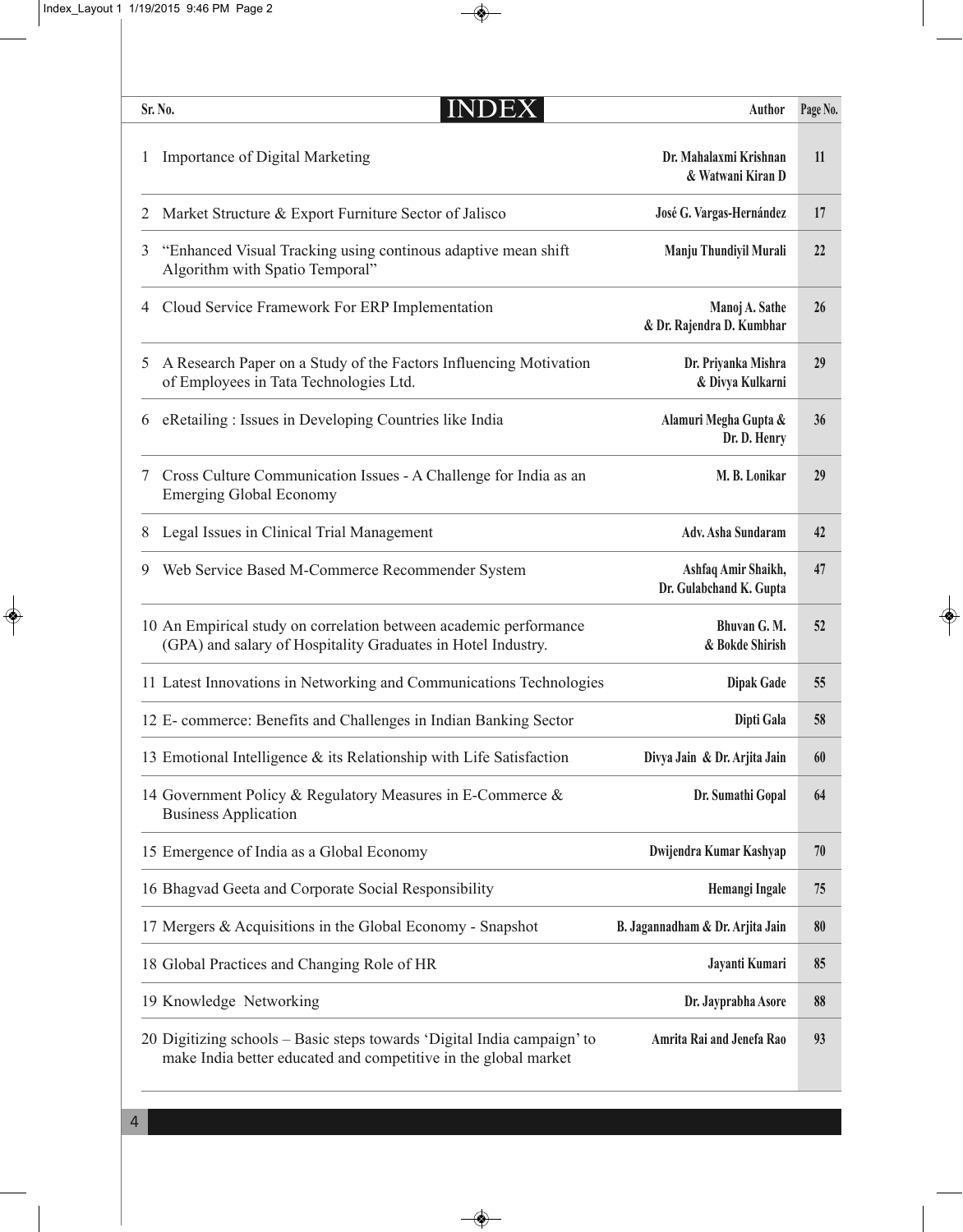# INDEX

| Sr. No. | Title | Author | Page No. |
|---|---|---|---|
| 1 | Importance of Digital Marketing | Dr. Mahalaxmi Krishnan & Watwani Kiran D | 11 |
| 2 | Market Structure & Export Furniture Sector of Jalisco | José G. Vargas-Hernández | 17 |
| 3 | "Enhanced Visual Tracking using continous adaptive mean shift Algorithm with Spatio Temporal" | Manju Thundiyil Murali | 22 |
| 4 | Cloud Service Framework For ERP Implementation | Manoj A. Sathe & Dr. Rajendra D. Kumbhar | 26 |
| 5 | A Research Paper on a Study of the Factors Influencing Motivation of Employees in Tata Technologies Ltd. | Dr. Priyanka Mishra & Divya Kulkarni | 29 |
| 6 | eRetailing : Issues in Developing Countries like India | Alamuri Megha Gupta & Dr. D. Henry | 36 |
| 7 | Cross Culture Communication Issues - A Challenge for India as an Emerging Global Economy | M. B. Lonikar | 29 |
| 8 | Legal Issues in Clinical Trial Management | Adv. Asha Sundaram | 42 |
| 9 | Web Service Based M-Commerce Recommender System | Ashfaq Amir Shaikh, Dr. Gulabchand K. Gupta | 47 |
| 10 | An Empirical study on correlation between academic performance (GPA) and salary of Hospitality Graduates in Hotel Industry. | Bhuvan G. M. & Bokde Shirish | 52 |
| 11 | Latest Innovations in Networking and Communications Technologies | Dipak Gade | 55 |
| 12 | E- commerce: Benefits and Challenges in Indian Banking Sector | Dipti Gala | 58 |
| 13 | Emotional Intelligence & its Relationship with Life Satisfaction | Divya Jain & Dr. Arjita Jain | 60 |
| 14 | Government Policy & Regulatory Measures in E-Commerce & Business Application | Dr. Sumathi Gopal | 64 |
| 15 | Emergence of India as a Global Economy | Dwijendra Kumar Kashyap | 70 |
| 16 | Bhagvad Geeta and Corporate Social Responsibility | Hemangi Ingale | 75 |
| 17 | Mergers & Acquisitions in the Global Economy - Snapshot | B. Jagannadham & Dr. Arjita Jain | 80 |
| 18 | Global Practices and Changing Role of HR | Jayanti Kumari | 85 |
| 19 | Knowledge Networking | Dr. Jayprabha Asore | 88 |
| 20 | Digitizing schools – Basic steps towards 'Digital India campaign' to make India better educated and competitive in the global market | Amrita Rai and Jenefa Rao | 93 |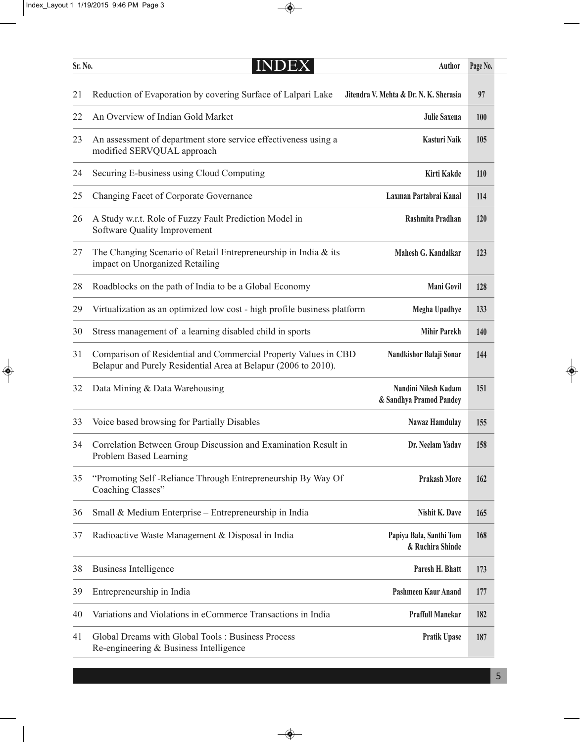# INDEX

| Sr. No. | Title | Author | Page No. |
|---|---|---|---|
| 21 | Reduction of Evaporation by covering Surface of Lalpari Lake | Jitendra V. Mehta & Dr. N. K. Sherasia | 97 |
| 22 | An Overview of Indian Gold Market | Julie Saxena | 100 |
| 23 | An assessment of department store service effectiveness using a modified SERVQUAL approach | Kasturi Naik | 105 |
| 24 | Securing E-business using Cloud Computing | Kirti Kakde | 110 |
| 25 | Changing Facet of Corporate Governance | Laxman Partabrai Kanal | 114 |
| 26 | A Study w.r.t. Role of Fuzzy Fault Prediction Model in Software Quality Improvement | Rashmita Pradhan | 120 |
| 27 | The Changing Scenario of Retail Entrepreneurship in India & its impact on Unorganized Retailing | Mahesh G. Kandalkar | 123 |
| 28 | Roadblocks on the path of India to be a Global Economy | Mani Govil | 128 |
| 29 | Virtualization as an optimized low cost - high profile business platform | Megha Upadhye | 133 |
| 30 | Stress management of a learning disabled child in sports | Mihir Parekh | 140 |
| 31 | Comparison of Residential and Commercial Property Values in CBD Belapur and Purely Residential Area at Belapur (2006 to 2010). | Nandkishor Balaji Sonar | 144 |
| 32 | Data Mining & Data Warehousing | Nandini Nilesh Kadam & Sandhya Pramod Pandey | 151 |
| 33 | Voice based browsing for Partially Disables | Nawaz Hamdulay | 155 |
| 34 | Correlation Between Group Discussion and Examination Result in Problem Based Learning | Dr. Neelam Yadav | 158 |
| 35 | "Promoting Self -Reliance Through Entrepreneurship By Way Of Coaching Classes" | Prakash More | 162 |
| 36 | Small & Medium Enterprise – Entrepreneurship in India | Nishit K. Dave | 165 |
| 37 | Radioactive Waste Management & Disposal in India | Papiya Bala, Santhi Tom & Ruchira Shinde | 168 |
| 38 | Business Intelligence | Paresh H. Bhatt | 173 |
| 39 | Entrepreneurship in India | Pashmeen Kaur Anand | 177 |
| 40 | Variations and Violations in eCommerce Transactions in India | Praffull Manekar | 182 |
| 41 | Global Dreams with Global Tools : Business Process Re-engineering & Business Intelligence | Pratik Upase | 187 |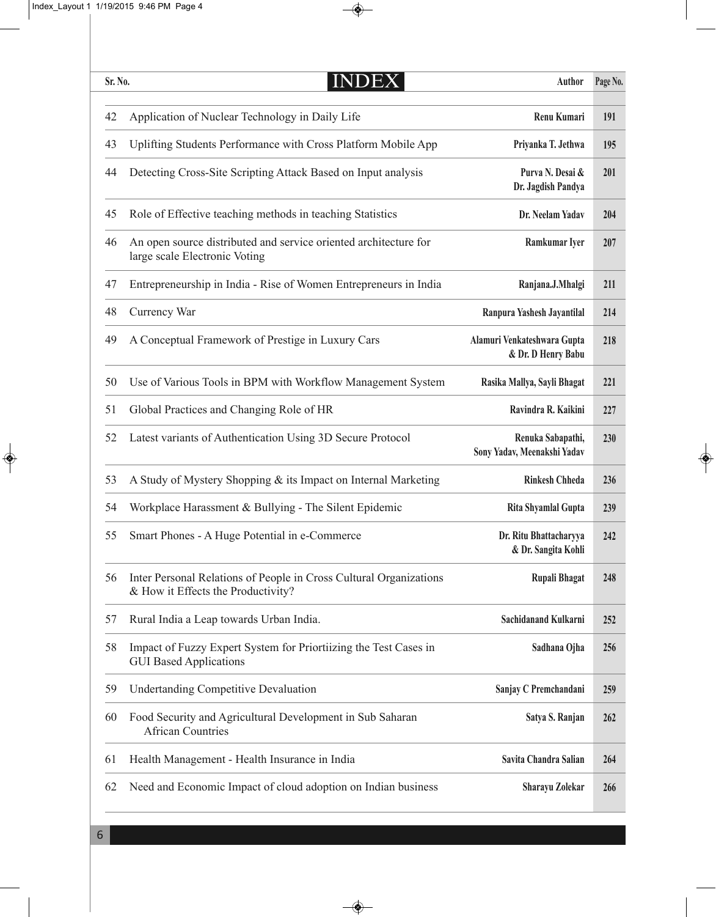# INDEX

| Sr. No. | Title | Author | Page No. |
|---|---|---|---|
| 42 | Application of Nuclear Technology in Daily Life | Renu Kumari | 191 |
| 43 | Uplifting Students Performance with Cross Platform Mobile App | Priyanka T. Jethwa | 195 |
| 44 | Detecting Cross-Site Scripting Attack Based on Input analysis | Purva N. Desai & Dr. Jagdish Pandya | 201 |
| 45 | Role of Effective teaching methods in teaching Statistics | Dr. Neelam Yadav | 204 |
| 46 | An open source distributed and service oriented architecture for large scale Electronic Voting | Ramkumar Iyer | 207 |
| 47 | Entrepreneurship in India - Rise of Women Entrepreneurs in India | Ranjana.J.Mhalgi | 211 |
| 48 | Currency War | Ranpura Yashesh Jayantilal | 214 |
| 49 | A Conceptual Framework of Prestige in Luxury Cars | Alamuri Venkateshwara Gupta & Dr. D Henry Babu | 218 |
| 50 | Use of Various Tools in BPM with Workflow Management System | Rasika Mallya, Sayli Bhagat | 221 |
| 51 | Global Practices and Changing Role of HR | Ravindra R. Kaikini | 227 |
| 52 | Latest variants of Authentication Using 3D Secure Protocol | Renuka Sabapathi, Sony Yadav, Meenakshi Yadav | 230 |
| 53 | A Study of Mystery Shopping & its Impact on Internal Marketing | Rinkesh Chheda | 236 |
| 54 | Workplace Harassment & Bullying - The Silent Epidemic | Rita Shyamlal Gupta | 239 |
| 55 | Smart Phones - A Huge Potential in e-Commerce | Dr. Ritu Bhattacharyya & Dr. Sangita Kohli | 242 |
| 56 | Inter Personal Relations of People in Cross Cultural Organizations & How it Effects the Productivity? | Rupali Bhagat | 248 |
| 57 | Rural India a Leap towards Urban India. | Sachidanand Kulkarni | 252 |
| 58 | Impact of Fuzzy Expert System for Priortiizing the Test Cases in GUI Based Applications | Sadhana Ojha | 256 |
| 59 | Undertanding Competitive Devaluation | Sanjay C Premchandani | 259 |
| 60 | Food Security and Agricultural Development in Sub Saharan African Countries | Satya S. Ranjan | 262 |
| 61 | Health Management - Health Insurance in India | Savita Chandra Salian | 264 |
| 62 | Need and Economic Impact of cloud adoption on Indian business | Sharayu Zolekar | 266 |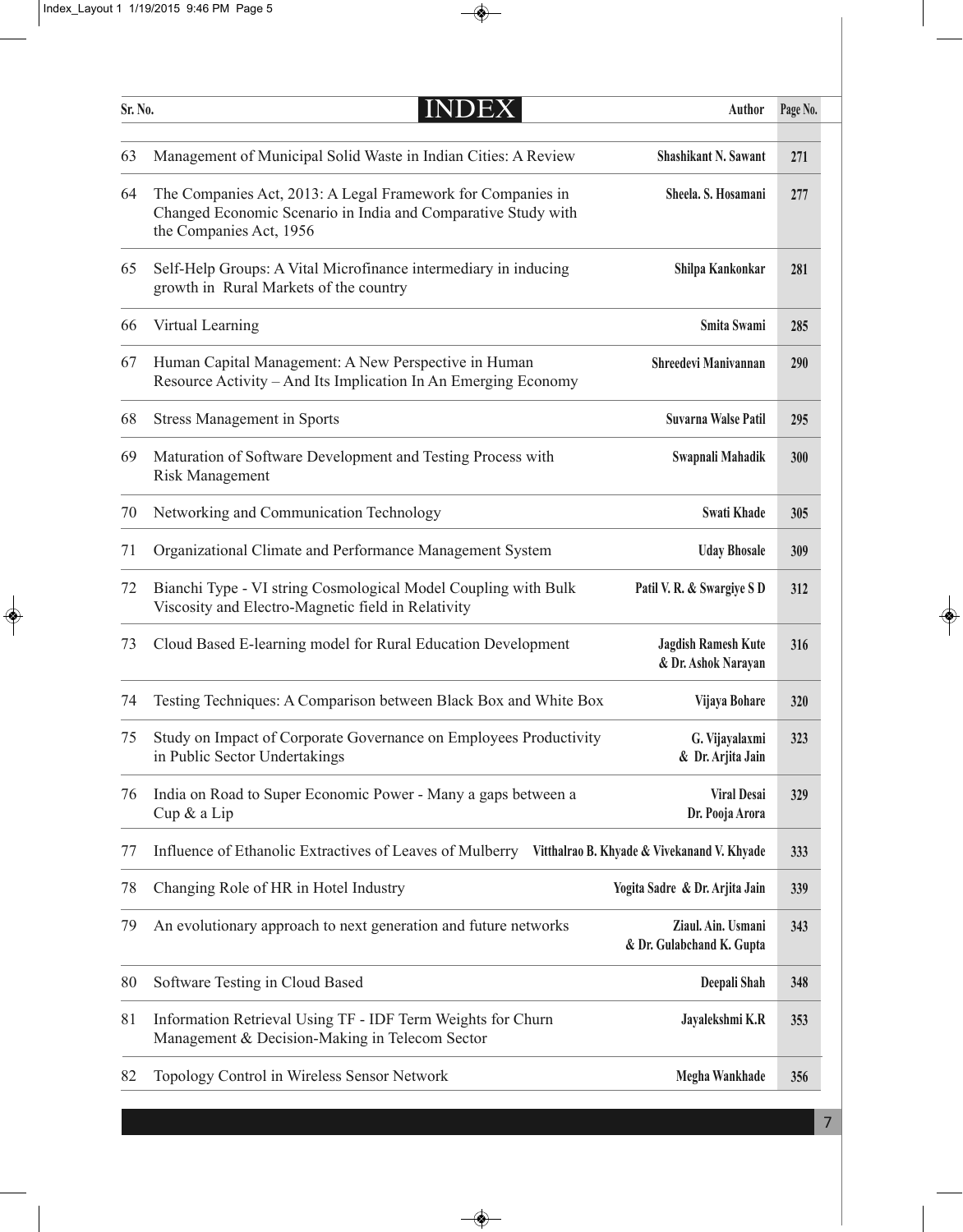| Sr. No. | INDEX | Author | Page No. |
|---|---|---|---|
| 63 | Management of Municipal Solid Waste in Indian Cities: A Review | Shashikant N. Sawant | 271 |
| 64 | The Companies Act, 2013: A Legal Framework for Companies in Changed Economic Scenario in India and Comparative Study with the Companies Act, 1956 | Sheela. S. Hosamani | 277 |
| 65 | Self-Help Groups: A Vital Microfinance intermediary in inducing growth in Rural Markets of the country | Shilpa Kankonkar | 281 |
| 66 | Virtual Learning | Smita Swami | 285 |
| 67 | Human Capital Management: A New Perspective in Human Resource Activity – And Its Implication In An Emerging Economy | Shreedevi Manivannan | 290 |
| 68 | Stress Management in Sports | Suvarna Walse Patil | 295 |
| 69 | Maturation of Software Development and Testing Process with Risk Management | Swapnali Mahadik | 300 |
| 70 | Networking and Communication Technology | Swati Khade | 305 |
| 71 | Organizational Climate and Performance Management System | Uday Bhosale | 309 |
| 72 | Bianchi Type - VI string Cosmological Model Coupling with Bulk Viscosity and Electro-Magnetic field in Relativity | Patil V. R. & Swargiye S D | 312 |
| 73 | Cloud Based E-learning model for Rural Education Development | Jagdish Ramesh Kute & Dr. Ashok Narayan | 316 |
| 74 | Testing Techniques: A Comparison between Black Box and White Box | Vijaya Bohare | 320 |
| 75 | Study on Impact of Corporate Governance on Employees Productivity in Public Sector Undertakings | G. Vijayalaxmi & Dr. Arjita Jain | 323 |
| 76 | India on Road to Super Economic Power - Many a gaps between a Cup & a Lip | Viral Desai Dr. Pooja Arora | 329 |
| 77 | Influence of Ethanolic Extractives of Leaves of Mulberry | Vitthalrao B. Khyade & Vivekanand V. Khyade | 333 |
| 78 | Changing Role of HR in Hotel Industry | Yogita Sadre & Dr. Arjita Jain | 339 |
| 79 | An evolutionary approach to next generation and future networks | Ziaul. Ain. Usmani & Dr. Gulabchand K. Gupta | 343 |
| 80 | Software Testing in Cloud Based | Deepali Shah | 348 |
| 81 | Information Retrieval Using TF - IDF Term Weights for Churn Management & Decision-Making in Telecom Sector | Jayalekshmi K.R | 353 |
| 82 | Topology Control in Wireless Sensor Network | Megha Wankhade | 356 |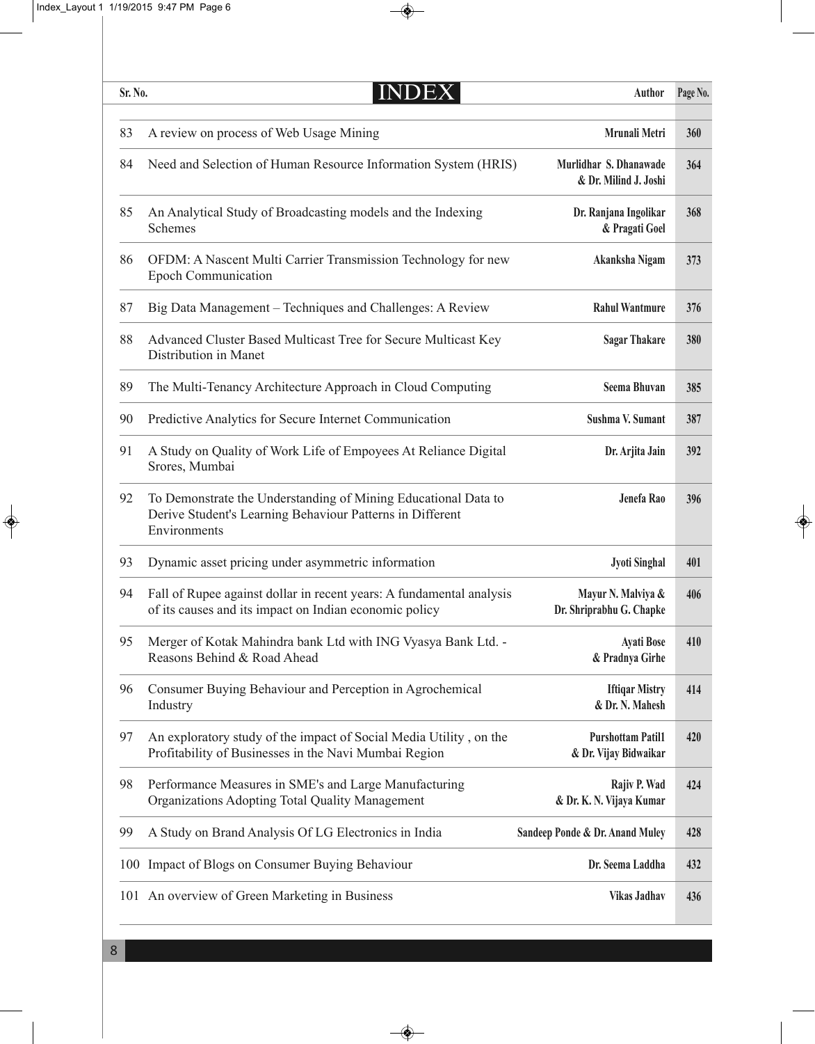# INDEX

| Sr. No. | Title | Author | Page No. |
|---|---|---|---|
| 83 | A review on process of Web Usage Mining | Mrunali Metri | 360 |
| 84 | Need and Selection of Human Resource Information System (HRIS) | Murlidhar S. Dhanawade & Dr. Milind J. Joshi | 364 |
| 85 | An Analytical Study of Broadcasting models and the Indexing Schemes | Dr. Ranjana Ingolikar & Pragati Goel | 368 |
| 86 | OFDM: A Nascent Multi Carrier Transmission Technology for new Epoch Communication | Akanksha Nigam | 373 |
| 87 | Big Data Management – Techniques and Challenges: A Review | Rahul Wantmure | 376 |
| 88 | Advanced Cluster Based Multicast Tree for Secure Multicast Key Distribution in Manet | Sagar Thakare | 380 |
| 89 | The Multi-Tenancy Architecture Approach in Cloud Computing | Seema Bhuvan | 385 |
| 90 | Predictive Analytics for Secure Internet Communication | Sushma V. Sumant | 387 |
| 91 | A Study on Quality of Work Life of Empoyees At Reliance Digital Srores, Mumbai | Dr. Arjita Jain | 392 |
| 92 | To Demonstrate the Understanding of Mining Educational Data to Derive Student's Learning Behaviour Patterns in Different Environments | Jenefa Rao | 396 |
| 93 | Dynamic asset pricing under asymmetric information | Jyoti Singhal | 401 |
| 94 | Fall of Rupee against dollar in recent years: A fundamental analysis of its causes and its impact on Indian economic policy | Mayur N. Malviya & Dr. Shriprabhu G. Chapke | 406 |
| 95 | Merger of Kotak Mahindra bank Ltd with ING Vyasya Bank Ltd. - Reasons Behind & Road Ahead | Ayati Bose & Pradnya Girhe | 410 |
| 96 | Consumer Buying Behaviour and Perception in Agrochemical Industry | Iftiqar Mistry & Dr. N. Mahesh | 414 |
| 97 | An exploratory study of the impact of Social Media Utility , on the Profitability of Businesses in the Navi Mumbai Region | Purshottam Patil1 & Dr. Vijay Bidwaikar | 420 |
| 98 | Performance Measures in SME's and Large Manufacturing Organizations Adopting Total Quality Management | Rajiv P. Wad & Dr. K. N. Vijaya Kumar | 424 |
| 99 | A Study on Brand Analysis Of LG Electronics in India | Sandeep Ponde & Dr. Anand Muley | 428 |
| 100 | Impact of Blogs on Consumer Buying Behaviour | Dr. Seema Laddha | 432 |
| 101 | An overview of Green Marketing in Business | Vikas Jadhav | 436 |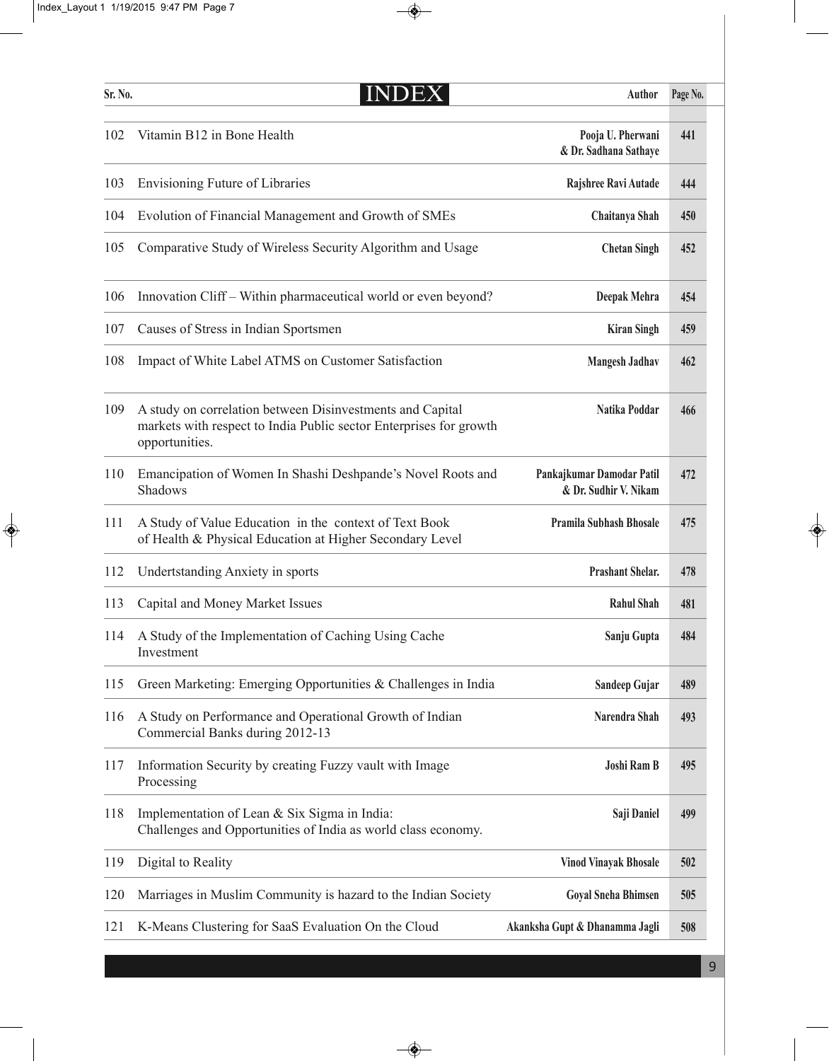# INDEX

| Sr. No. | Title | Author | Page No. |
|---|---|---|---|
| 102 | Vitamin B12 in Bone Health | Pooja U. Pherwani & Dr. Sadhana Sathaye | 441 |
| 103 | Envisioning Future of Libraries | Rajshree Ravi Autade | 444 |
| 104 | Evolution of Financial Management and Growth of SMEs | Chaitanya Shah | 450 |
| 105 | Comparative Study of Wireless Security Algorithm and Usage | Chetan Singh | 452 |
| 106 | Innovation Cliff – Within pharmaceutical world or even beyond? | Deepak Mehra | 454 |
| 107 | Causes of Stress in Indian Sportsmen | Kiran Singh | 459 |
| 108 | Impact of White Label ATMS on Customer Satisfaction | Mangesh Jadhav | 462 |
| 109 | A study on correlation between Disinvestments and Capital markets with respect to India Public sector Enterprises for growth opportunities. | Natika Poddar | 466 |
| 110 | Emancipation of Women In Shashi Deshpande's Novel Roots and Shadows | Pankajkumar Damodar Patil & Dr. Sudhir V. Nikam | 472 |
| 111 | A Study of Value Education in the context of Text Book of Health & Physical Education at Higher Secondary Level | Pramila Subhash Bhosale | 475 |
| 112 | Undertstanding Anxiety in sports | Prashant Shelar. | 478 |
| 113 | Capital and Money Market Issues | Rahul Shah | 481 |
| 114 | A Study of the Implementation of Caching Using Cache Investment | Sanju Gupta | 484 |
| 115 | Green Marketing: Emerging Opportunities & Challenges in India | Sandeep Gujar | 489 |
| 116 | A Study on Performance and Operational Growth of Indian Commercial Banks during 2012-13 | Narendra Shah | 493 |
| 117 | Information Security by creating Fuzzy vault with Image Processing | Joshi Ram B | 495 |
| 118 | Implementation of Lean & Six Sigma in India: Challenges and Opportunities of India as world class economy. | Saji Daniel | 499 |
| 119 | Digital to Reality | Vinod Vinayak Bhosale | 502 |
| 120 | Marriages in Muslim Community is hazard to the Indian Society | Goyal Sneha Bhimsen | 505 |
| 121 | K-Means Clustering for SaaS Evaluation On the Cloud | Akanksha Gupt & Dhanamma Jagli | 508 |